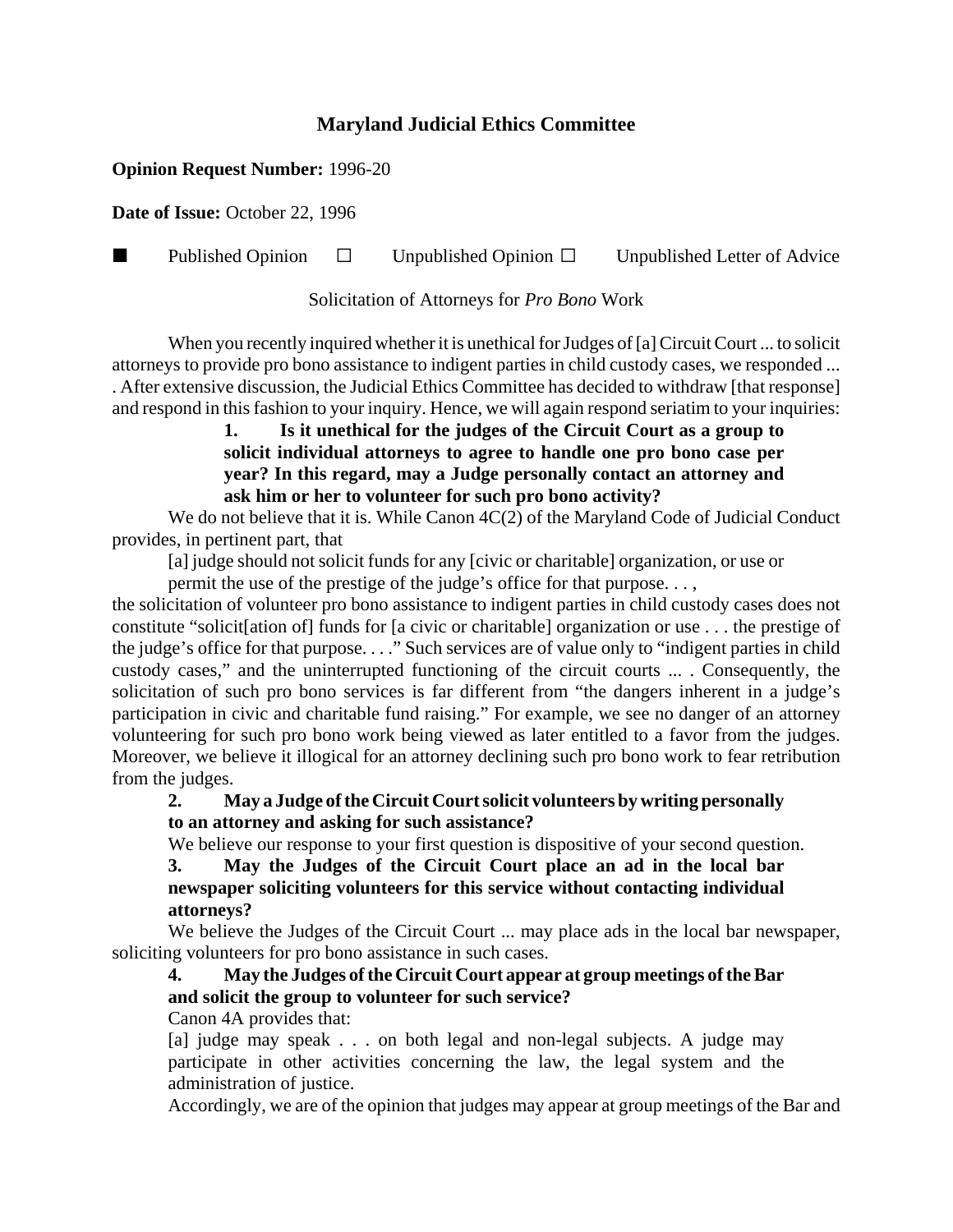# Maryland Judicial Ethics Committee

**Opinion Request Number:** 1996-20

**Date of Issue:** October 22, 1996

■ Published Opinion ☐ Unpublished Opinion ☐ Unpublished Letter of Advice

Solicitation of Attorneys for *Pro Bono* Work

When you recently inquired whether it is unethical for Judges of [a] Circuit Court ... to solicit attorneys to provide pro bono assistance to indigent parties in child custody cases, we responded ... . After extensive discussion, the Judicial Ethics Committee has decided to withdraw [that response] and respond in this fashion to your inquiry. Hence, we will again respond seriatim to your inquiries:

> **1. Is it unethical for the judges of the Circuit Court as a group to solicit individual attorneys to agree to handle one pro bono case per year? In this regard, may a Judge personally contact an attorney and ask him or her to volunteer for such pro bono activity?**

We do not believe that it is. While Canon 4C(2) of the Maryland Code of Judicial Conduct provides, in pertinent part, that

> [a] judge should not solicit funds for any [civic or charitable] organization, or use or permit the use of the prestige of the judge's office for that purpose. . . ,

the solicitation of volunteer pro bono assistance to indigent parties in child custody cases does not constitute "solicit[ation of] funds for [a civic or charitable] organization or use . . . the prestige of the judge's office for that purpose. . . ." Such services are of value only to "indigent parties in child custody cases," and the uninterrupted functioning of the circuit courts ... . Consequently, the solicitation of such pro bono services is far different from "the dangers inherent in a judge's participation in civic and charitable fund raising." For example, we see no danger of an attorney volunteering for such pro bono work being viewed as later entitled to a favor from the judges. Moreover, we believe it illogical for an attorney declining such pro bono work to fear retribution from the judges.

**2. May a Judge of the Circuit Court solicit volunteers by writing personally to an attorney and asking for such assistance?**

We believe our response to your first question is dispositive of your second question.

**3. May the Judges of the Circuit Court place an ad in the local bar newspaper soliciting volunteers for this service without contacting individual attorneys?**

We believe the Judges of the Circuit Court ... may place ads in the local bar newspaper, soliciting volunteers for pro bono assistance in such cases.

**4. May the Judges of the Circuit Court appear at group meetings of the Bar and solicit the group to volunteer for such service?**

Canon 4A provides that:

> [a] judge may speak . . . on both legal and non-legal subjects. A judge may participate in other activities concerning the law, the legal system and the administration of justice.

Accordingly, we are of the opinion that judges may appear at group meetings of the Bar and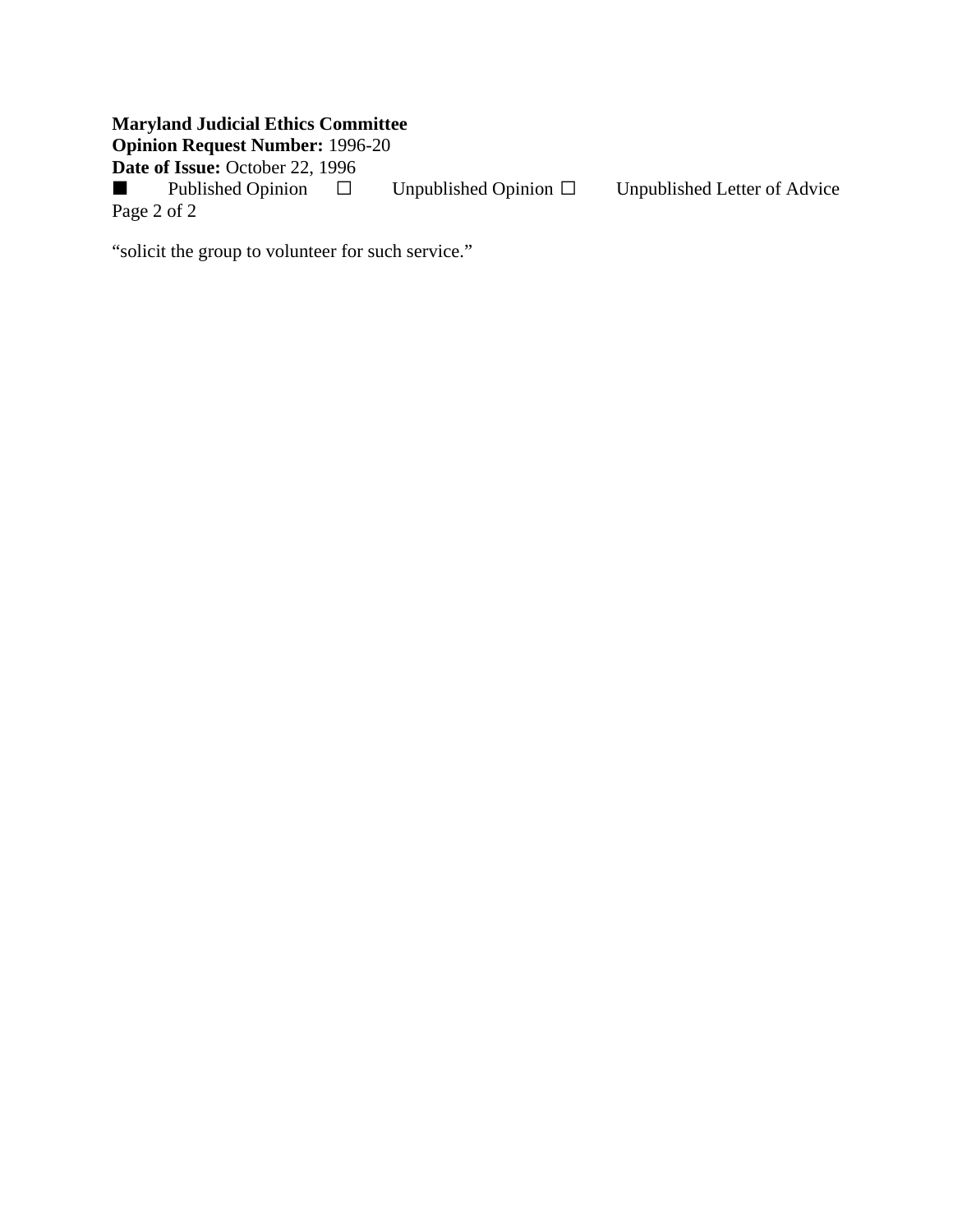"solicit the group to volunteer for such service."